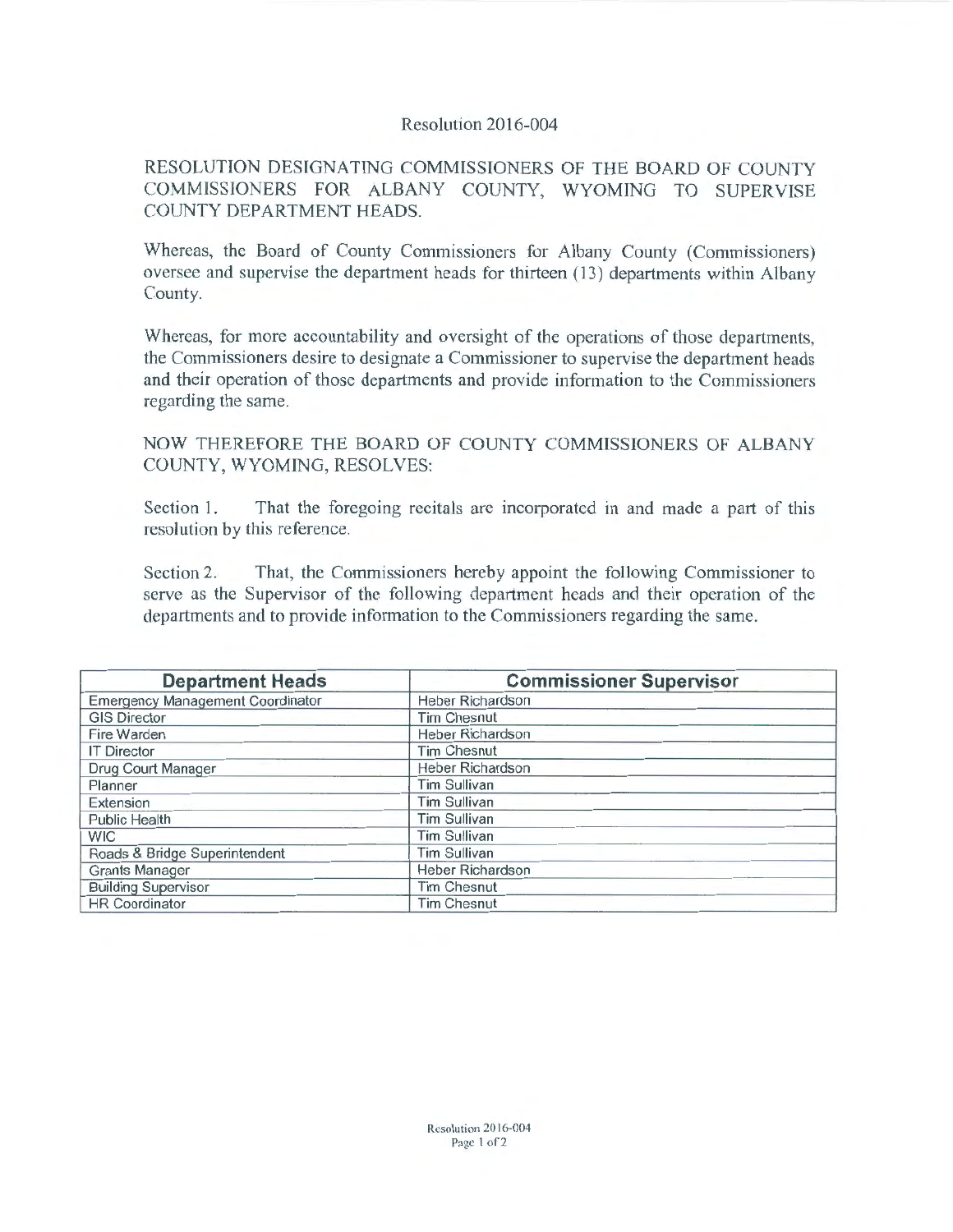Resolution 2016-004

RESOLUTION DESIGNATING COMMISSIONERS OF THE BOARD OF COUNTY COMMISSIONERS FOR ALBANY COUNTY, WYOMING TO SUPERVISE COUNTY DEPARTMENT HEADS.

Whereas, the Board of County Commissioners for Albany County (Commissioners) oversee and supervise the department heads for thirteen (13) departments within Albany County.

Whereas, for more accountability and oversight of the operations of those departments, the Commissioners desire to designate a Commissioner to supervise the department heads and their operation of those departments and provide information to the Commissioners regarding the same.

NOW THEREFORE THE BOARD OF COUNTY COMMISSIONERS OF ALBANY COUNTY, WYOMING, RESOLVES:

Section 1. That the foregoing recitals are incorporated in and made a part of this resolution by this reference.

Section 2. That, the Commissioners hereby appoint the following Commissioner to serve as the Supervisor of the following department heads and their operation of the departments and to provide information to the Commissioners regarding the same.

| Department Heads | Commissioner Supervisor |
|---|---|
| Emergency Management Coordinator | Heber Richardson |
| GIS Director | Tim Chesnut |
| Fire Warden | Heber Richardson |
| IT Director | Tim Chesnut |
| Drug Court Manager | Heber Richardson |
| Planner | Tim Sullivan |
| Extension | Tim Sullivan |
| Public Health | Tim Sullivan |
| WIC | Tim Sullivan |
| Roads & Bridge Superintendent | Tim Sullivan |
| Grants Manager | Heber Richardson |
| Building Supervisor | Tim Chesnut |
| HR Coordinator | Tim Chesnut |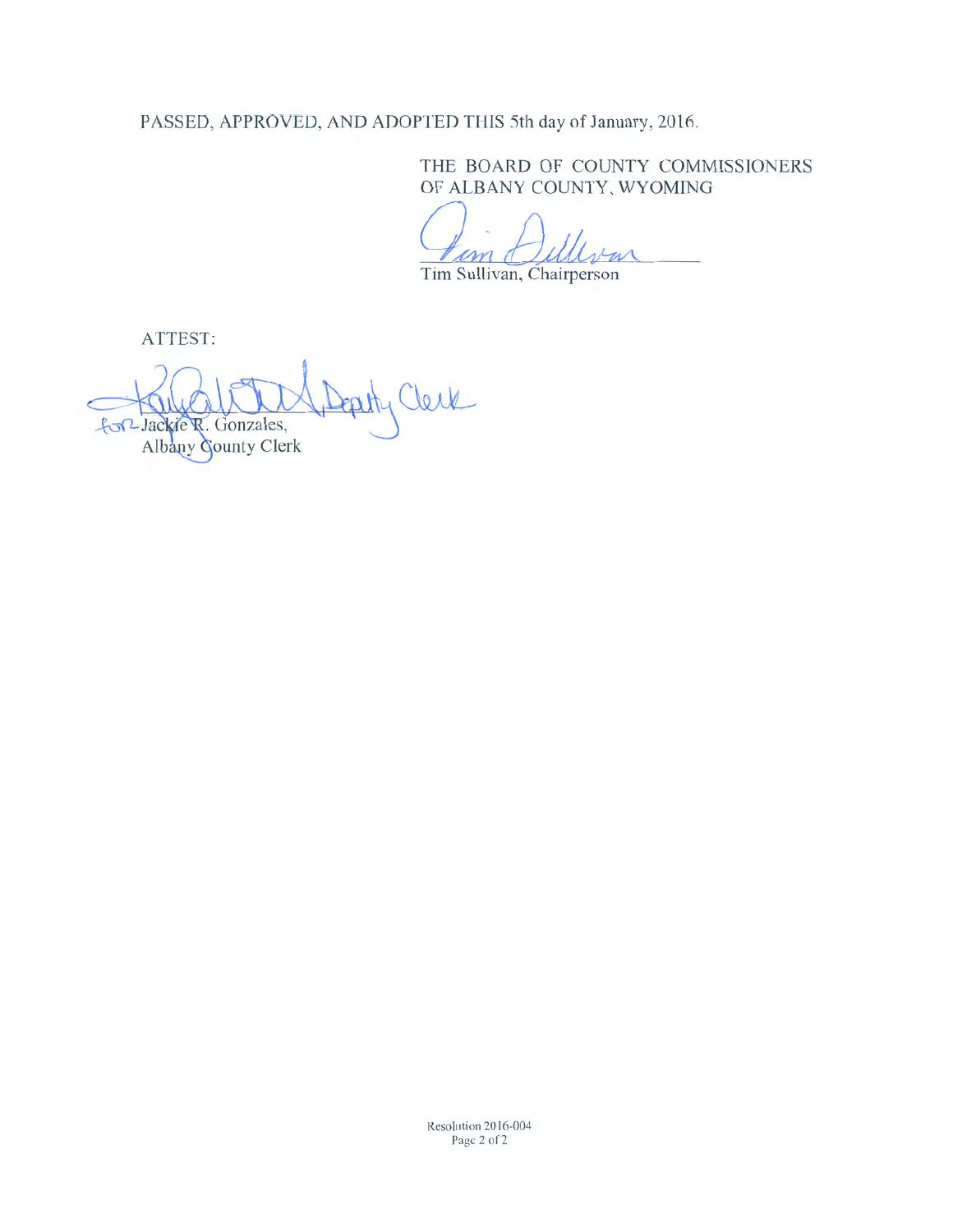PASSED, APPROVED, AND ADOPTED THIS 5th day of January, 2016.

THE BOARD OF COUNTY COMMISSIONERS
OF ALBANY COUNTY, WYOMING

Tim Sullivan, Chairperson

ATTEST:

Deputy Clerk

for Jackie R. Gonzales,
Albany County Clerk

Resolution 2016-004